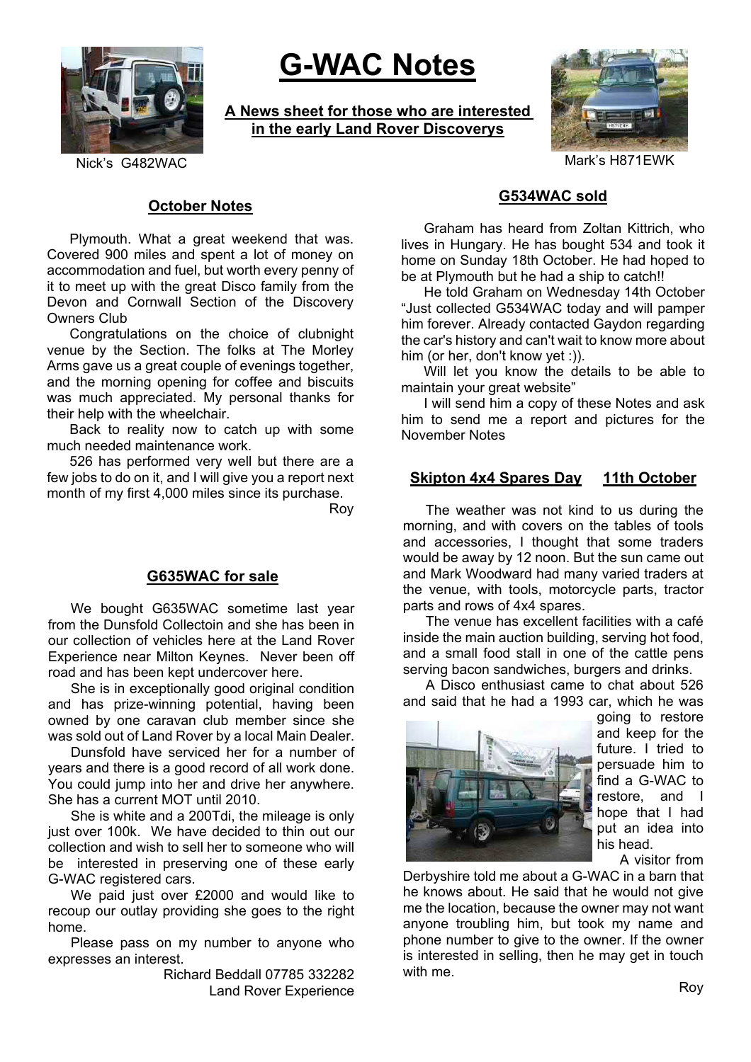# G-WAC Notes

**A News sheet for those who are interested in the early Land Rover Discoverys**

Nick's G482WAC

Mark's H871EWK

## October Notes

Plymouth. What a great weekend that was. Covered 900 miles and spent a lot of money on accommodation and fuel, but worth every penny of it to meet up with the great Disco family from the Devon and Cornwall Section of the Discovery Owners Club

Congratulations on the choice of clubnight venue by the Section. The folks at The Morley Arms gave us a great couple of evenings together, and the morning opening for coffee and biscuits was much appreciated. My personal thanks for their help with the wheelchair.

Back to reality now to catch up with some much needed maintenance work.

526 has performed very well but there are a few jobs to do on it, and I will give you a report next month of my first 4,000 miles since its purchase.

Roy

## G635WAC for sale

We bought G635WAC sometime last year from the Dunsfold Collectoin and she has been in our collection of vehicles here at the Land Rover Experience near Milton Keynes. Never been off road and has been kept undercover here.

She is in exceptionally good original condition and has prize-winning potential, having been owned by one caravan club member since she was sold out of Land Rover by a local Main Dealer.

Dunsfold have serviced her for a number of years and there is a good record of all work done. You could jump into her and drive her anywhere. She has a current MOT until 2010.

She is white and a 200Tdi, the mileage is only just over 100k. We have decided to thin out our collection and wish to sell her to someone who will be interested in preserving one of these early G-WAC registered cars.

We paid just over £2000 and would like to recoup our outlay providing she goes to the right home.

Please pass on my number to anyone who expresses an interest.

Richard Beddall 07785 332282
Land Rover Experience

## G534WAC sold

Graham has heard from Zoltan Kittrich, who lives in Hungary. He has bought 534 and took it home on Sunday 18th October. He had hoped to be at Plymouth but he had a ship to catch!!

He told Graham on Wednesday 14th October "Just collected G534WAC today and will pamper him forever. Already contacted Gaydon regarding the car's history and can't wait to know more about him (or her, don't know yet :)).

Will let you know the details to be able to maintain your great website"

I will send him a copy of these Notes and ask him to send me a report and pictures for the November Notes

## Skipton 4x4 Spares Day 11th October

The weather was not kind to us during the morning, and with covers on the tables of tools and accessories, I thought that some traders would be away by 12 noon. But the sun came out and Mark Woodward had many varied traders at the venue, with tools, motorcycle parts, tractor parts and rows of 4x4 spares.

The venue has excellent facilities with a café inside the main auction building, serving hot food, and a small food stall in one of the cattle pens serving bacon sandwiches, burgers and drinks.

A Disco enthusiast came to chat about 526 and said that he had a 1993 car, which he was going to restore and keep for the future. I tried to persuade him to find a G-WAC to restore, and I hope that I had put an idea into his head.

A visitor from Derbyshire told me about a G-WAC in a barn that he knows about. He said that he would not give me the location, because the owner may not want anyone troubling him, but took my name and phone number to give to the owner. If the owner is interested in selling, then he may get in touch with me.

Roy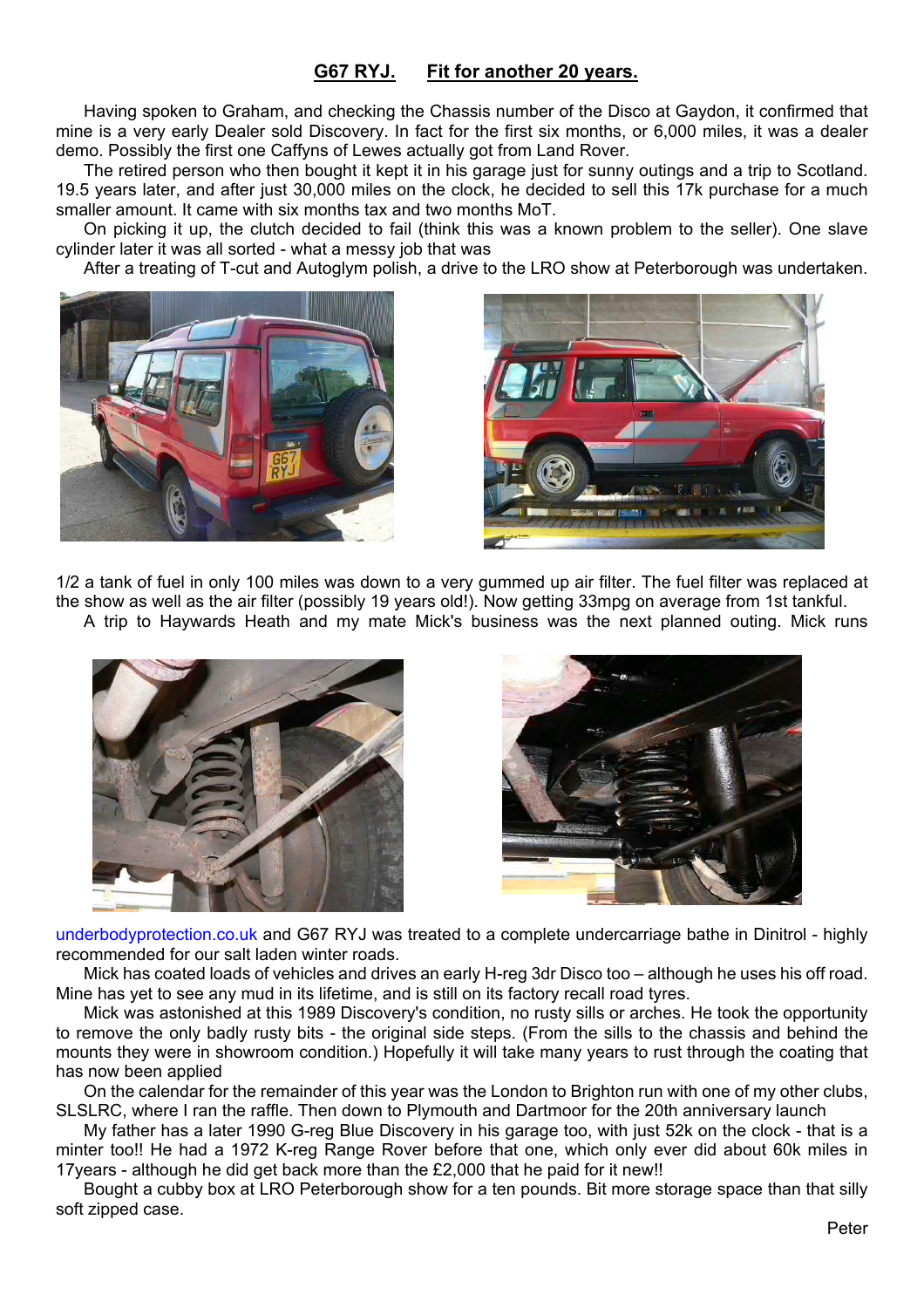## G67 RYJ. Fit for another 20 years.

Having spoken to Graham, and checking the Chassis number of the Disco at Gaydon, it confirmed that mine is a very early Dealer sold Discovery. In fact for the first six months, or 6,000 miles, it was a dealer demo. Possibly the first one Caffyns of Lewes actually got from Land Rover.

The retired person who then bought it kept it in his garage just for sunny outings and a trip to Scotland. 19.5 years later, and after just 30,000 miles on the clock, he decided to sell this 17k purchase for a much smaller amount. It came with six months tax and two months MoT.

On picking it up, the clutch decided to fail (think this was a known problem to the seller). One slave cylinder later it was all sorted - what a messy job that was

After a treating of T-cut and Autoglym polish, a drive to the LRO show at Peterborough was undertaken.

1/2 a tank of fuel in only 100 miles was down to a very gummed up air filter. The fuel filter was replaced at the show as well as the air filter (possibly 19 years old!). Now getting 33mpg on average from 1st tankful.

A trip to Haywards Heath and my mate Mick's business was the next planned outing. Mick runs underbodyprotection.co.uk and G67 RYJ was treated to a complete undercarriage bathe in Dinitrol - highly recommended for our salt laden winter roads.

Mick has coated loads of vehicles and drives an early H-reg 3dr Disco too – although he uses his off road. Mine has yet to see any mud in its lifetime, and is still on its factory recall road tyres.

Mick was astonished at this 1989 Discovery's condition, no rusty sills or arches. He took the opportunity to remove the only badly rusty bits - the original side steps. (From the sills to the chassis and behind the mounts they were in showroom condition.) Hopefully it will take many years to rust through the coating that has now been applied

On the calendar for the remainder of this year was the London to Brighton run with one of my other clubs, SLSLRC, where I ran the raffle. Then down to Plymouth and Dartmoor for the 20th anniversary launch

My father has a later 1990 G-reg Blue Discovery in his garage too, with just 52k on the clock - that is a minter too!! He had a 1972 K-reg Range Rover before that one, which only ever did about 60k miles in 17years - although he did get back more than the £2,000 that he paid for it new!!

Bought a cubby box at LRO Peterborough show for a ten pounds. Bit more storage space than that silly soft zipped case.

Peter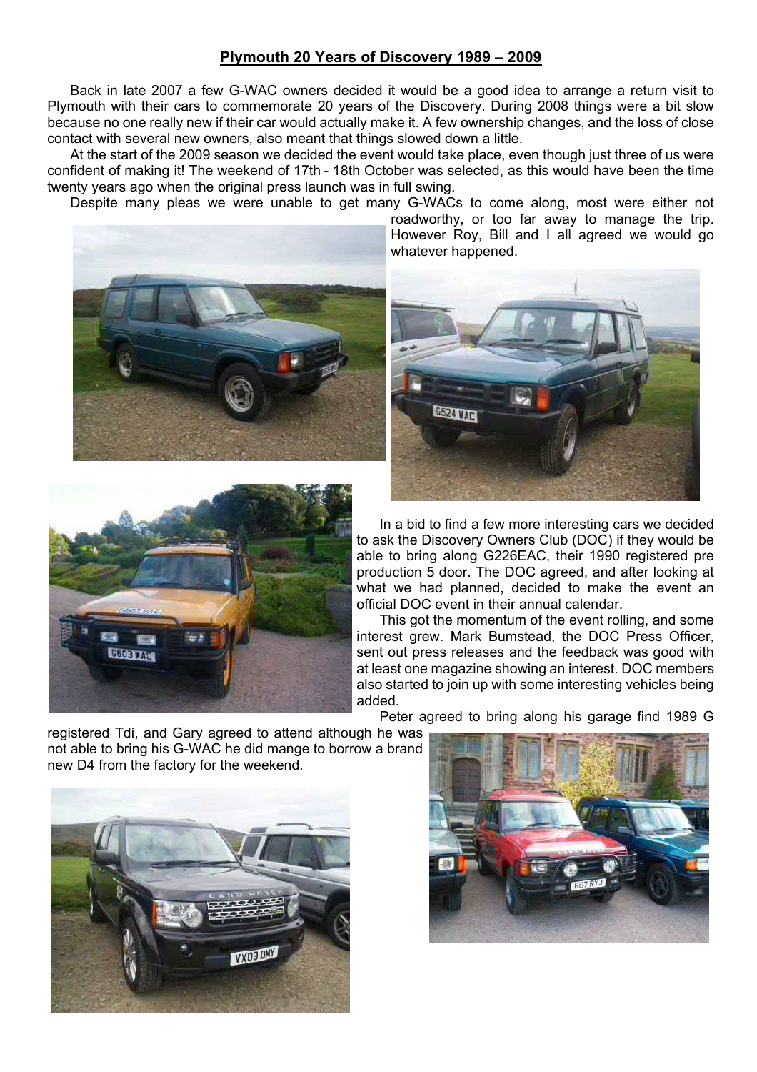## Plymouth 20 Years of Discovery 1989 – 2009

Back in late 2007 a few G-WAC owners decided it would be a good idea to arrange a return visit to Plymouth with their cars to commemorate 20 years of the Discovery. During 2008 things were a bit slow because no one really new if their car would actually make it. A few ownership changes, and the loss of close contact with several new owners, also meant that things slowed down a little.

At the start of the 2009 season we decided the event would take place, even though just three of us were confident of making it! The weekend of 17th - 18th October was selected, as this would have been the time twenty years ago when the original press launch was in full swing.

Despite many pleas we were unable to get many G-WACs to come along, most were either not roadworthy, or too far away to manage the trip. However Roy, Bill and I all agreed we would go whatever happened.

In a bid to find a few more interesting cars we decided to ask the Discovery Owners Club (DOC) if they would be able to bring along G226EAC, their 1990 registered pre production 5 door. The DOC agreed, and after looking at what we had planned, decided to make the event an official DOC event in their annual calendar.

This got the momentum of the event rolling, and some interest grew. Mark Bumstead, the DOC Press Officer, sent out press releases and the feedback was good with at least one magazine showing an interest. DOC members also started to join up with some interesting vehicles being added.

Peter agreed to bring along his garage find 1989 G registered Tdi, and Gary agreed to attend although he was not able to bring his G-WAC he did mange to borrow a brand new D4 from the factory for the weekend.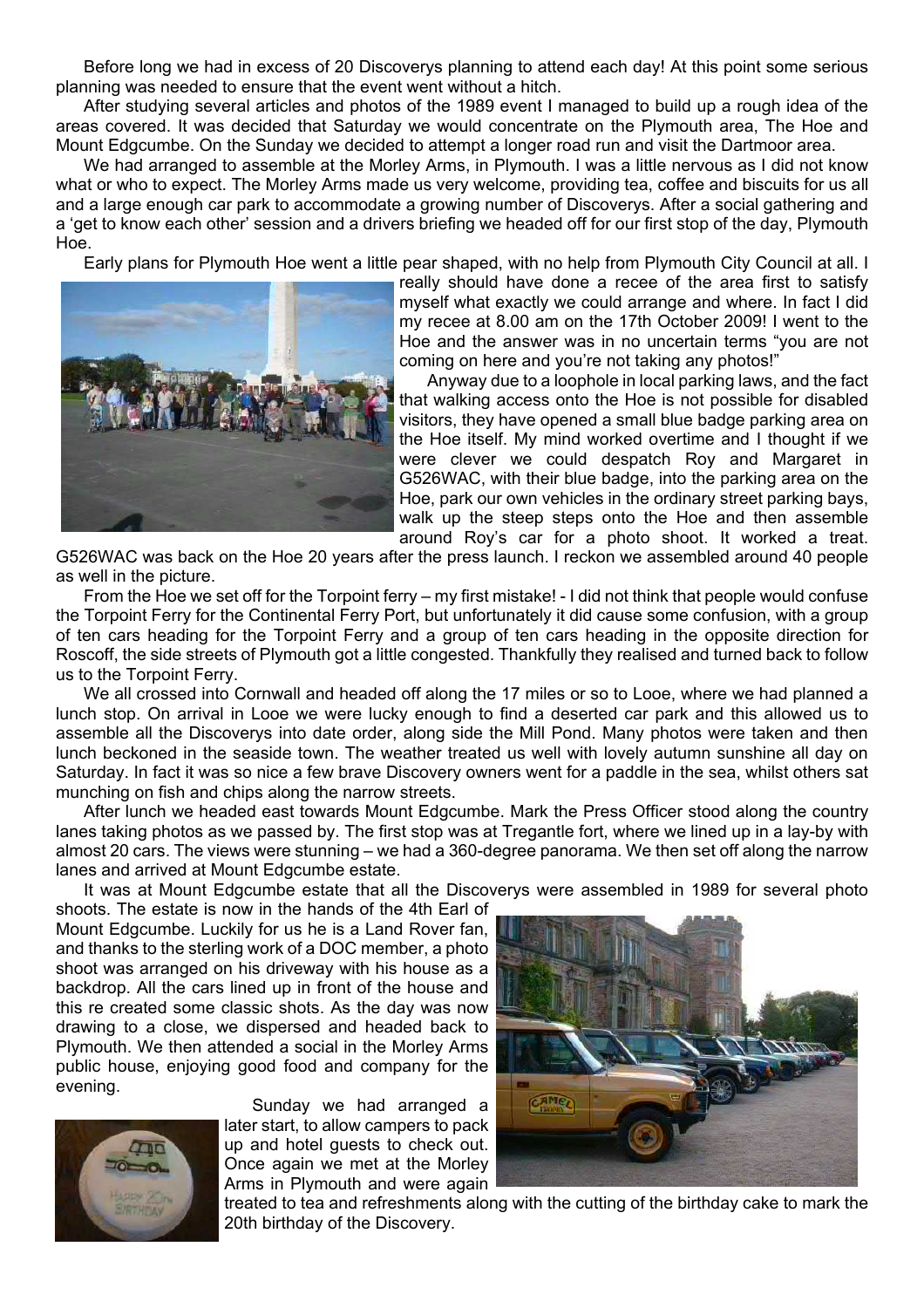Before long we had in excess of 20 Discoverys planning to attend each day! At this point some serious planning was needed to ensure that the event went without a hitch.

After studying several articles and photos of the 1989 event I managed to build up a rough idea of the areas covered. It was decided that Saturday we would concentrate on the Plymouth area, The Hoe and Mount Edgcumbe. On the Sunday we decided to attempt a longer road run and visit the Dartmoor area.

We had arranged to assemble at the Morley Arms, in Plymouth. I was a little nervous as I did not know what or who to expect. The Morley Arms made us very welcome, providing tea, coffee and biscuits for us all and a large enough car park to accommodate a growing number of Discoverys. After a social gathering and a 'get to know each other' session and a drivers briefing we headed off for our first stop of the day, Plymouth Hoe.

Early plans for Plymouth Hoe went a little pear shaped, with no help from Plymouth City Council at all. I really should have done a recee of the area first to satisfy myself what exactly we could arrange and where. In fact I did my recee at 8.00 am on the 17th October 2009! I went to the Hoe and the answer was in no uncertain terms "you are not coming on here and you're not taking any photos!"

Anyway due to a loophole in local parking laws, and the fact that walking access onto the Hoe is not possible for disabled visitors, they have opened a small blue badge parking area on the Hoe itself. My mind worked overtime and I thought if we were clever we could despatch Roy and Margaret in G526WAC, with their blue badge, into the parking area on the Hoe, park our own vehicles in the ordinary street parking bays, walk up the steep steps onto the Hoe and then assemble around Roy's car for a photo shoot. It worked a treat. G526WAC was back on the Hoe 20 years after the press launch. I reckon we assembled around 40 people as well in the picture.

From the Hoe we set off for the Torpoint ferry – my first mistake! - I did not think that people would confuse the Torpoint Ferry for the Continental Ferry Port, but unfortunately it did cause some confusion, with a group of ten cars heading for the Torpoint Ferry and a group of ten cars heading in the opposite direction for Roscoff, the side streets of Plymouth got a little congested. Thankfully they realised and turned back to follow us to the Torpoint Ferry.

We all crossed into Cornwall and headed off along the 17 miles or so to Looe, where we had planned a lunch stop. On arrival in Looe we were lucky enough to find a deserted car park and this allowed us to assemble all the Discoverys into date order, along side the Mill Pond. Many photos were taken and then lunch beckoned in the seaside town. The weather treated us well with lovely autumn sunshine all day on Saturday. In fact it was so nice a few brave Discovery owners went for a paddle in the sea, whilst others sat munching on fish and chips along the narrow streets.

After lunch we headed east towards Mount Edgcumbe. Mark the Press Officer stood along the country lanes taking photos as we passed by. The first stop was at Tregantle fort, where we lined up in a lay-by with almost 20 cars. The views were stunning – we had a 360-degree panorama. We then set off along the narrow lanes and arrived at Mount Edgcumbe estate.

It was at Mount Edgcumbe estate that all the Discoverys were assembled in 1989 for several photo shoots. The estate is now in the hands of the 4th Earl of Mount Edgcumbe. Luckily for us he is a Land Rover fan, and thanks to the sterling work of a DOC member, a photo shoot was arranged on his driveway with his house as a backdrop. All the cars lined up in front of the house and this re created some classic shots. As the day was now drawing to a close, we dispersed and headed back to Plymouth. We then attended a social in the Morley Arms public house, enjoying good food and company for the evening.

Sunday we had arranged a later start, to allow campers to pack up and hotel guests to check out. Once again we met at the Morley Arms in Plymouth and were again treated to tea and refreshments along with the cutting of the birthday cake to mark the 20th birthday of the Discovery.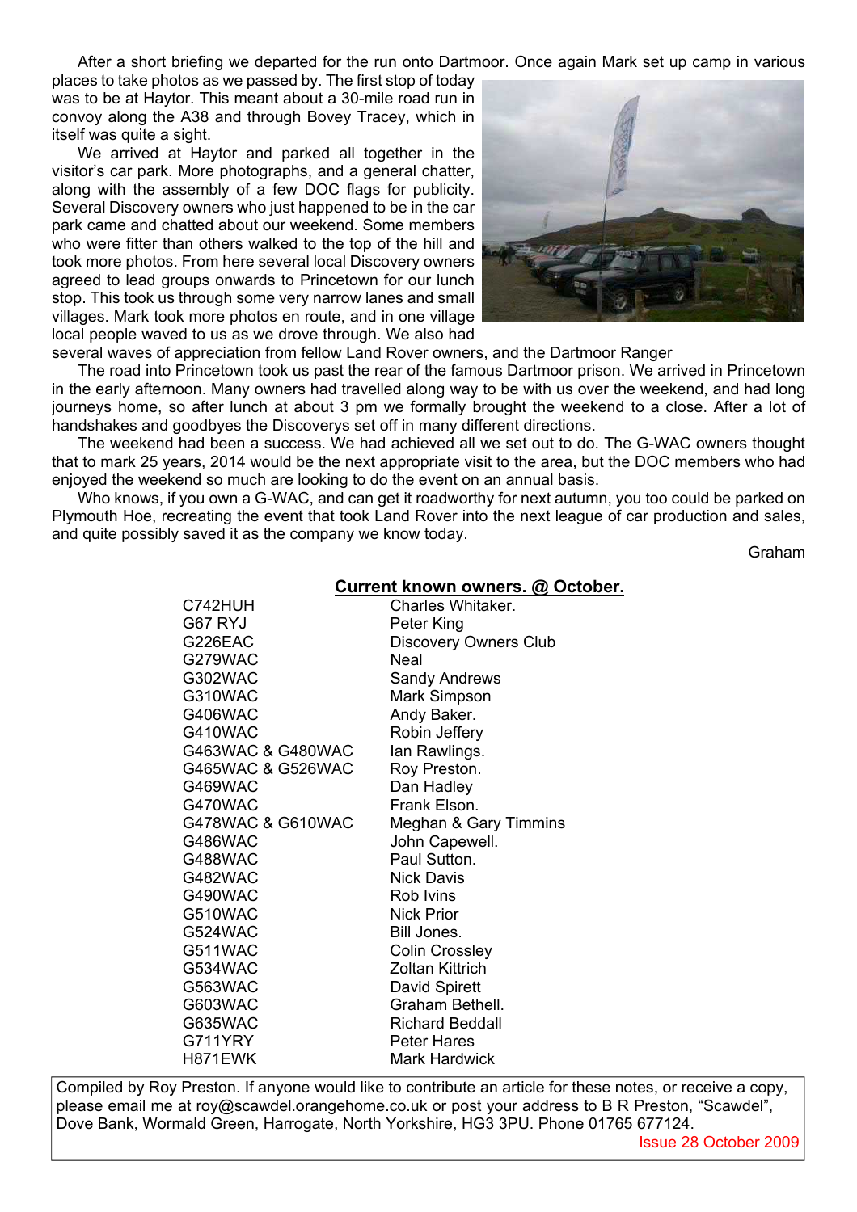After a short briefing we departed for the run onto Dartmoor. Once again Mark set up camp in various places to take photos as we passed by. The first stop of today was to be at Haytor. This meant about a 30-mile road run in convoy along the A38 and through Bovey Tracey, which in itself was quite a sight.

We arrived at Haytor and parked all together in the visitor's car park. More photographs, and a general chatter, along with the assembly of a few DOC flags for publicity. Several Discovery owners who just happened to be in the car park came and chatted about our weekend. Some members who were fitter than others walked to the top of the hill and took more photos. From here several local Discovery owners agreed to lead groups onwards to Princetown for our lunch stop. This took us through some very narrow lanes and small villages. Mark took more photos en route, and in one village local people waved to us as we drove through. We also had several waves of appreciation from fellow Land Rover owners, and the Dartmoor Ranger

The road into Princetown took us past the rear of the famous Dartmoor prison. We arrived in Princetown in the early afternoon. Many owners had travelled along way to be with us over the weekend, and had long journeys home, so after lunch at about 3 pm we formally brought the weekend to a close. After a lot of handshakes and goodbyes the Discoverys set off in many different directions.

The weekend had been a success. We had achieved all we set out to do. The G-WAC owners thought that to mark 25 years, 2014 would be the next appropriate visit to the area, but the DOC members who had enjoyed the weekend so much are looking to do the event on an annual basis.

Who knows, if you own a G-WAC, and can get it roadworthy for next autumn, you too could be parked on Plymouth Hoe, recreating the event that took Land Rover into the next league of car production and sales, and quite possibly saved it as the company we know today.

Graham

## Current known owners. @ October.

| | |
|---|---|
| C742HUH | Charles Whitaker. |
| G67 RYJ | Peter King |
| G226EAC | Discovery Owners Club |
| G279WAC | Neal |
| G302WAC | Sandy Andrews |
| G310WAC | Mark Simpson |
| G406WAC | Andy Baker. |
| G410WAC | Robin Jeffery |
| G463WAC & G480WAC | Ian Rawlings. |
| G465WAC & G526WAC | Roy Preston. |
| G469WAC | Dan Hadley |
| G470WAC | Frank Elson. |
| G478WAC & G610WAC | Meghan & Gary Timmins |
| G486WAC | John Capewell. |
| G488WAC | Paul Sutton. |
| G482WAC | Nick Davis |
| G490WAC | Rob Ivins |
| G510WAC | Nick Prior |
| G524WAC | Bill Jones. |
| G511WAC | Colin Crossley |
| G534WAC | Zoltan Kittrich |
| G563WAC | David Spirett |
| G603WAC | Graham Bethell. |
| G635WAC | Richard Beddall |
| G711YRY | Peter Hares |
| H871EWK | Mark Hardwick |

Compiled by Roy Preston. If anyone would like to contribute an article for these notes, or receive a copy, please email me at roy@scawdel.orangehome.co.uk or post your address to B R Preston, "Scawdel", Dove Bank, Wormald Green, Harrogate, North Yorkshire, HG3 3PU. Phone 01765 677124.

Issue 28 October 2009